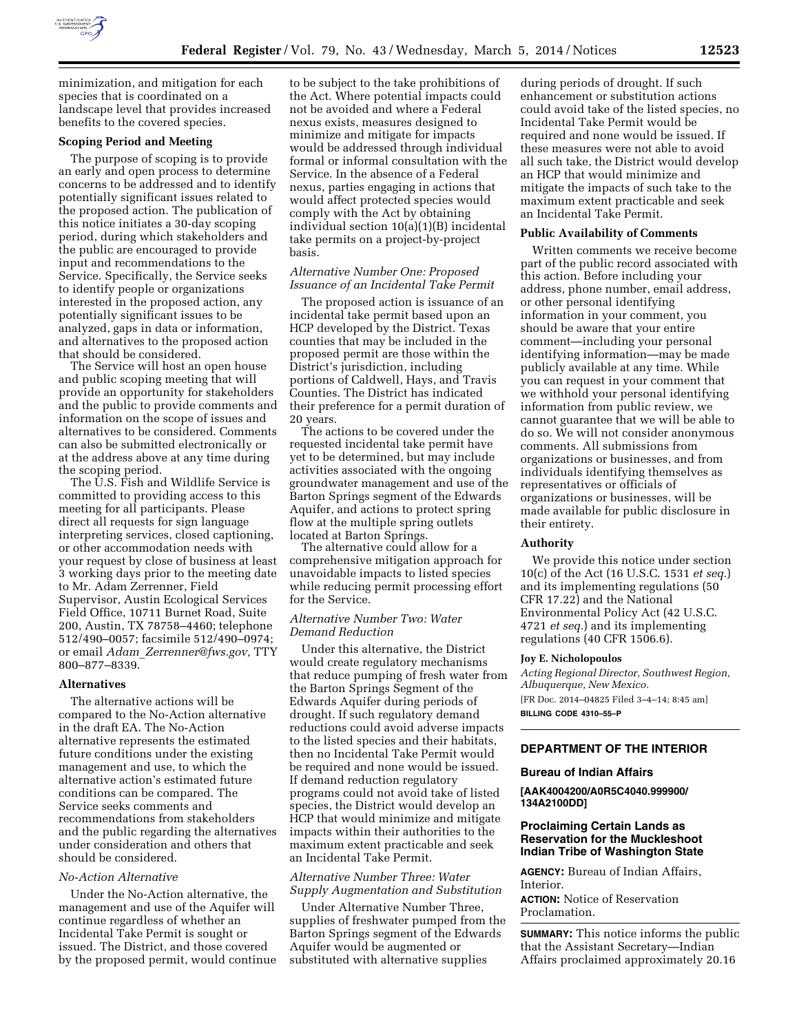minimization, and mitigation for each species that is coordinated on a landscape level that provides increased benefits to the covered species.

**Scoping Period and Meeting**

The purpose of scoping is to provide an early and open process to determine concerns to be addressed and to identify potentially significant issues related to the proposed action. The publication of this notice initiates a 30-day scoping period, during which stakeholders and the public are encouraged to provide input and recommendations to the Service. Specifically, the Service seeks to identify people or organizations interested in the proposed action, any potentially significant issues to be analyzed, gaps in data or information, and alternatives to the proposed action that should be considered.

The Service will host an open house and public scoping meeting that will provide an opportunity for stakeholders and the public to provide comments and information on the scope of issues and alternatives to be considered. Comments can also be submitted electronically or at the address above at any time during the scoping period.

The U.S. Fish and Wildlife Service is committed to providing access to this meeting for all participants. Please direct all requests for sign language interpreting services, closed captioning, or other accommodation needs with your request by close of business at least 3 working days prior to the meeting date to Mr. Adam Zerrenner, Field Supervisor, Austin Ecological Services Field Office, 10711 Burnet Road, Suite 200, Austin, TX 78758–4460; telephone 512/490–0057; facsimile 512/490–0974; or email *Adam_Zerrenner@fws.gov,* TTY 800–877–8339.

**Alternatives**

The alternative actions will be compared to the No-Action alternative in the draft EA. The No-Action alternative represents the estimated future conditions under the existing management and use, to which the alternative action's estimated future conditions can be compared. The Service seeks comments and recommendations from stakeholders and the public regarding the alternatives under consideration and others that should be considered.

*No-Action Alternative*

Under the No-Action alternative, the management and use of the Aquifer will continue regardless of whether an Incidental Take Permit is sought or issued. The District, and those covered by the proposed permit, would continue to be subject to the take prohibitions of the Act. Where potential impacts could not be avoided and where a Federal nexus exists, measures designed to minimize and mitigate for impacts would be addressed through individual formal or informal consultation with the Service. In the absence of a Federal nexus, parties engaging in actions that would affect protected species would comply with the Act by obtaining individual section 10(a)(1)(B) incidental take permits on a project-by-project basis.

*Alternative Number One: Proposed Issuance of an Incidental Take Permit*

The proposed action is issuance of an incidental take permit based upon an HCP developed by the District. Texas counties that may be included in the proposed permit are those within the District's jurisdiction, including portions of Caldwell, Hays, and Travis Counties. The District has indicated their preference for a permit duration of 20 years.

The actions to be covered under the requested incidental take permit have yet to be determined, but may include activities associated with the ongoing groundwater management and use of the Barton Springs segment of the Edwards Aquifer, and actions to protect spring flow at the multiple spring outlets located at Barton Springs.

The alternative could allow for a comprehensive mitigation approach for unavoidable impacts to listed species while reducing permit processing effort for the Service.

*Alternative Number Two: Water Demand Reduction*

Under this alternative, the District would create regulatory mechanisms that reduce pumping of fresh water from the Barton Springs Segment of the Edwards Aquifer during periods of drought. If such regulatory demand reductions could avoid adverse impacts to the listed species and their habitats, then no Incidental Take Permit would be required and none would be issued. If demand reduction regulatory programs could not avoid take of listed species, the District would develop an HCP that would minimize and mitigate impacts within their authorities to the maximum extent practicable and seek an Incidental Take Permit.

*Alternative Number Three: Water Supply Augmentation and Substitution*

Under Alternative Number Three, supplies of freshwater pumped from the Barton Springs segment of the Edwards Aquifer would be augmented or substituted with alternative supplies during periods of drought. If such enhancement or substitution actions could avoid take of the listed species, no Incidental Take Permit would be required and none would be issued. If these measures were not able to avoid all such take, the District would develop an HCP that would minimize and mitigate the impacts of such take to the maximum extent practicable and seek an Incidental Take Permit.

**Public Availability of Comments**

Written comments we receive become part of the public record associated with this action. Before including your address, phone number, email address, or other personal identifying information in your comment, you should be aware that your entire comment—including your personal identifying information—may be made publicly available at any time. While you can request in your comment that we withhold your personal identifying information from public review, we cannot guarantee that we will be able to do so. We will not consider anonymous comments. All submissions from organizations or businesses, and from individuals identifying themselves as representatives or officials of organizations or businesses, will be made available for public disclosure in their entirety.

**Authority**

We provide this notice under section 10(c) of the Act (16 U.S.C. 1531 *et seq.*) and its implementing regulations (50 CFR 17.22) and the National Environmental Policy Act (42 U.S.C. 4721 *et seq.*) and its implementing regulations (40 CFR 1506.6).

**Joy E. Nicholopoulos**

*Acting Regional Director, Southwest Region, Albuquerque, New Mexico.*

[FR Doc. 2014–04825 Filed 3–4–14; 8:45 am]

**BILLING CODE 4310–55–P**

---

## DEPARTMENT OF THE INTERIOR

### Bureau of Indian Affairs

**[AAK4004200/A0R5C4040.999900/134A2100DD]**

### Proclaiming Certain Lands as Reservation for the Muckleshoot Indian Tribe of Washington State

**AGENCY:** Bureau of Indian Affairs, Interior.

**ACTION:** Notice of Reservation Proclamation.

**SUMMARY:** This notice informs the public that the Assistant Secretary—Indian Affairs proclaimed approximately 20.16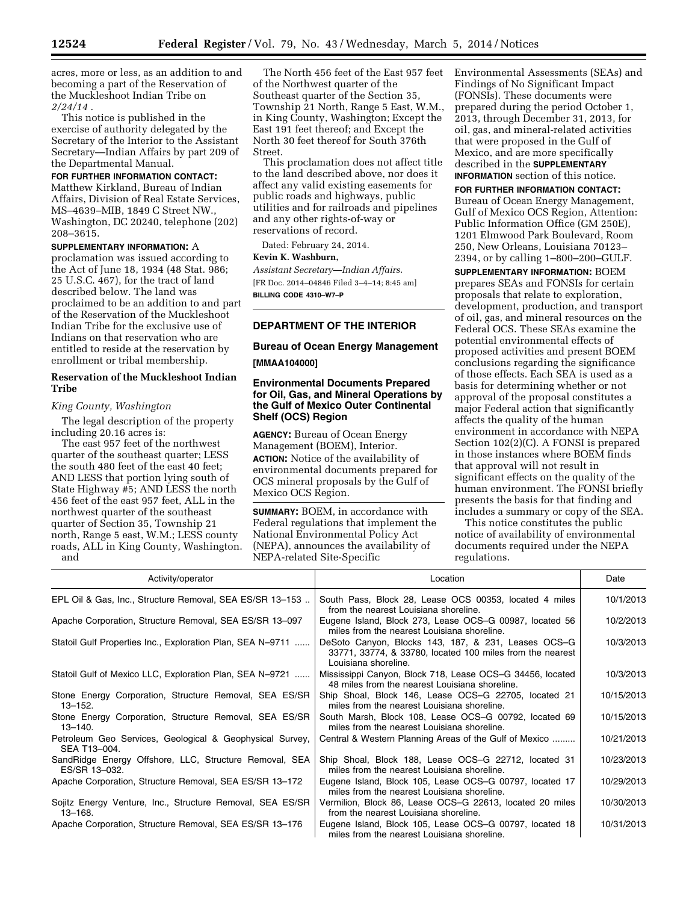acres, more or less, as an addition to and becoming a part of the Reservation of the Muckleshoot Indian Tribe on *2/24/14* .

This notice is published in the exercise of authority delegated by the Secretary of the Interior to the Assistant Secretary—Indian Affairs by part 209 of the Departmental Manual.

**FOR FURTHER INFORMATION CONTACT:** Matthew Kirkland, Bureau of Indian Affairs, Division of Real Estate Services, MS–4639–MIB, 1849 C Street NW., Washington, DC 20240, telephone (202) 208–3615.

**SUPPLEMENTARY INFORMATION:** A proclamation was issued according to the Act of June 18, 1934 (48 Stat. 986; 25 U.S.C. 467), for the tract of land described below. The land was proclaimed to be an addition to and part of the Reservation of the Muckleshoot Indian Tribe for the exclusive use of Indians on that reservation who are entitled to reside at the reservation by enrollment or tribal membership.

**Reservation of the Muckleshoot Indian Tribe**

*King County, Washington*

The legal description of the property including 20.16 acres is:

The east 957 feet of the northwest quarter of the southeast quarter; LESS the south 480 feet of the east 40 feet; AND LESS that portion lying south of State Highway #5; AND LESS the north 456 feet of the east 957 feet, ALL in the northwest quarter of the southeast quarter of Section 35, Township 21 north, Range 5 east, W.M.; LESS county roads, ALL in King County, Washington. and

The North 456 feet of the East 957 feet of the Northwest quarter of the Southeast quarter of the Section 35, Township 21 North, Range 5 East, W.M., in King County, Washington; Except the East 191 feet thereof; and Except the North 30 feet thereof for South 376th Street.

This proclamation does not affect title to the land described above, nor does it affect any valid existing easements for public roads and highways, public utilities and for railroads and pipelines and any other rights-of-way or reservations of record.

Dated: February 24, 2014.

**Kevin K. Washburn,**

*Assistant Secretary—Indian Affairs.*

[FR Doc. 2014–04846 Filed 3–4–14; 8:45 am]

**BILLING CODE 4310–W7–P**

## DEPARTMENT OF THE INTERIOR

### Bureau of Ocean Energy Management

**[MMAA104000]**

### Environmental Documents Prepared for Oil, Gas, and Mineral Operations by the Gulf of Mexico Outer Continental Shelf (OCS) Region

**AGENCY:** Bureau of Ocean Energy Management (BOEM), Interior.

**ACTION:** Notice of the availability of environmental documents prepared for OCS mineral proposals by the Gulf of Mexico OCS Region.

**SUMMARY:** BOEM, in accordance with Federal regulations that implement the National Environmental Policy Act (NEPA), announces the availability of NEPA-related Site-Specific Environmental Assessments (SEAs) and Findings of No Significant Impact (FONSIs). These documents were prepared during the period October 1, 2013, through December 31, 2013, for oil, gas, and mineral-related activities that were proposed in the Gulf of Mexico, and are more specifically described in the **SUPPLEMENTARY INFORMATION** section of this notice.

**FOR FURTHER INFORMATION CONTACT:** Bureau of Ocean Energy Management, Gulf of Mexico OCS Region, Attention: Public Information Office (GM 250E), 1201 Elmwood Park Boulevard, Room 250, New Orleans, Louisiana 70123–2394, or by calling 1–800–200–GULF.

**SUPPLEMENTARY INFORMATION:** BOEM prepares SEAs and FONSIs for certain proposals that relate to exploration, development, production, and transport of oil, gas, and mineral resources on the Federal OCS. These SEAs examine the potential environmental effects of proposed activities and present BOEM conclusions regarding the significance of those effects. Each SEA is used as a basis for determining whether or not approval of the proposal constitutes a major Federal action that significantly affects the quality of the human environment in accordance with NEPA Section 102(2)(C). A FONSI is prepared in those instances where BOEM finds that approval will not result in significant effects on the quality of the human environment. The FONSI briefly presents the basis for that finding and includes a summary or copy of the SEA.

This notice constitutes the public notice of availability of environmental documents required under the NEPA regulations.

| Activity/operator | Location | Date |
|---|---|---|
| EPL Oil & Gas, Inc., Structure Removal, SEA ES/SR 13–153 | South Pass, Block 28, Lease OCS 00353, located 4 miles from the nearest Louisiana shoreline. | 10/1/2013 |
| Apache Corporation, Structure Removal, SEA ES/SR 13–097 | Eugene Island, Block 273, Lease OCS–G 00987, located 56 miles from the nearest Louisiana shoreline. | 10/2/2013 |
| Statoil Gulf Properties Inc., Exploration Plan, SEA N–9711 | DeSoto Canyon, Blocks 143, 187, & 231, Leases OCS–G 33771, 33774, & 33780, located 100 miles from the nearest Louisiana shoreline. | 10/3/2013 |
| Statoil Gulf of Mexico LLC, Exploration Plan, SEA N–9721 | Mississippi Canyon, Block 718, Lease OCS–G 34456, located 48 miles from the nearest Louisiana shoreline. | 10/3/2013 |
| Stone Energy Corporation, Structure Removal, SEA ES/SR 13–152. | Ship Shoal, Block 146, Lease OCS–G 22705, located 21 miles from the nearest Louisiana shoreline. | 10/15/2013 |
| Stone Energy Corporation, Structure Removal, SEA ES/SR 13–140. | South Marsh, Block 108, Lease OCS–G 00792, located 69 miles from the nearest Louisiana shoreline. | 10/15/2013 |
| Petroleum Geo Services, Geological & Geophysical Survey, SEA T13–004. | Central & Western Planning Areas of the Gulf of Mexico | 10/21/2013 |
| SandRidge Energy Offshore, LLC, Structure Removal, SEA ES/SR 13–032. | Ship Shoal, Block 188, Lease OCS–G 22712, located 31 miles from the nearest Louisiana shoreline. | 10/23/2013 |
| Apache Corporation, Structure Removal, SEA ES/SR 13–172 | Eugene Island, Block 105, Lease OCS–G 00797, located 17 miles from the nearest Louisiana shoreline. | 10/29/2013 |
| Sojitz Energy Venture, Inc., Structure Removal, SEA ES/SR 13–168. | Vermilion, Block 86, Lease OCS–G 22613, located 20 miles from the nearest Louisiana shoreline. | 10/30/2013 |
| Apache Corporation, Structure Removal, SEA ES/SR 13–176 | Eugene Island, Block 105, Lease OCS–G 00797, located 18 miles from the nearest Louisiana shoreline. | 10/31/2013 |